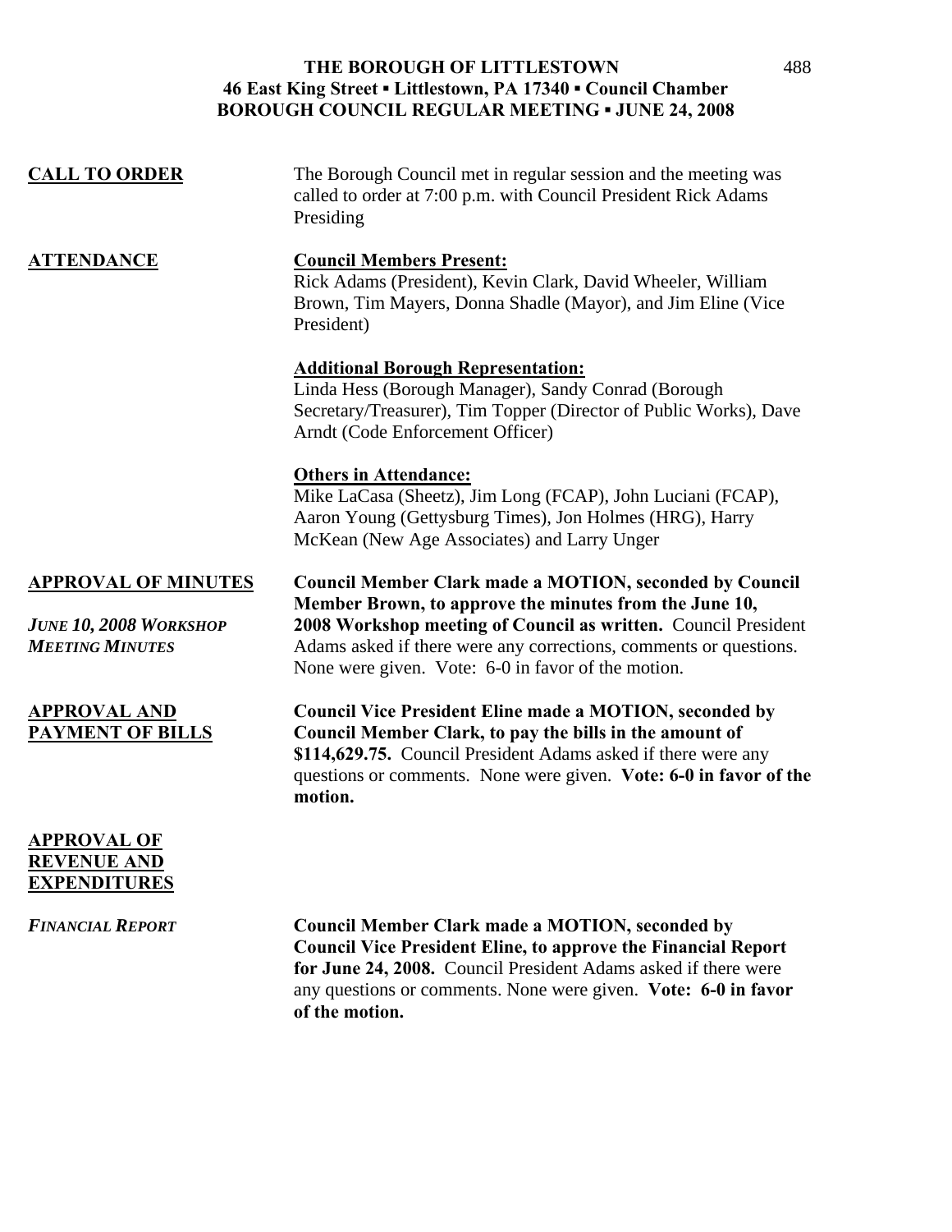**THE BOROUGH OF LITTLESTOWN**
**46 East King Street ▪ Littlestown, PA 17340 ▪ Council Chamber**
**BOROUGH COUNCIL REGULAR MEETING ▪ JUNE 24, 2008**

## CALL TO ORDER

The Borough Council met in regular session and the meeting was called to order at 7:00 p.m. with Council President Rick Adams Presiding

## ATTENDANCE

**Council Members Present:**
Rick Adams (President), Kevin Clark, David Wheeler, William Brown, Tim Mayers, Donna Shadle (Mayor), and Jim Eline (Vice President)

**Additional Borough Representation:**
Linda Hess (Borough Manager), Sandy Conrad (Borough Secretary/Treasurer), Tim Topper (Director of Public Works), Dave Arndt (Code Enforcement Officer)

**Others in Attendance:**
Mike LaCasa (Sheetz), Jim Long (FCAP), John Luciani (FCAP), Aaron Young (Gettysburg Times), Jon Holmes (HRG), Harry McKean (New Age Associates) and Larry Unger

## APPROVAL OF MINUTES

*June 10, 2008 Workshop Meeting Minutes*

**Council Member Clark made a MOTION, seconded by Council Member Brown, to approve the minutes from the June 10, 2008 Workshop meeting of Council as written.** Council President Adams asked if there were any corrections, comments or questions. None were given. Vote: 6-0 in favor of the motion.

## APPROVAL AND PAYMENT OF BILLS

**Council Vice President Eline made a MOTION, seconded by Council Member Clark, to pay the bills in the amount of $114,629.75.** Council President Adams asked if there were any questions or comments. None were given. **Vote: 6-0 in favor of the motion.**

## APPROVAL OF REVENUE AND EXPENDITURES

*Financial Report*

**Council Member Clark made a MOTION, seconded by Council Vice President Eline, to approve the Financial Report for June 24, 2008.** Council President Adams asked if there were any questions or comments. None were given. **Vote: 6-0 in favor of the motion.**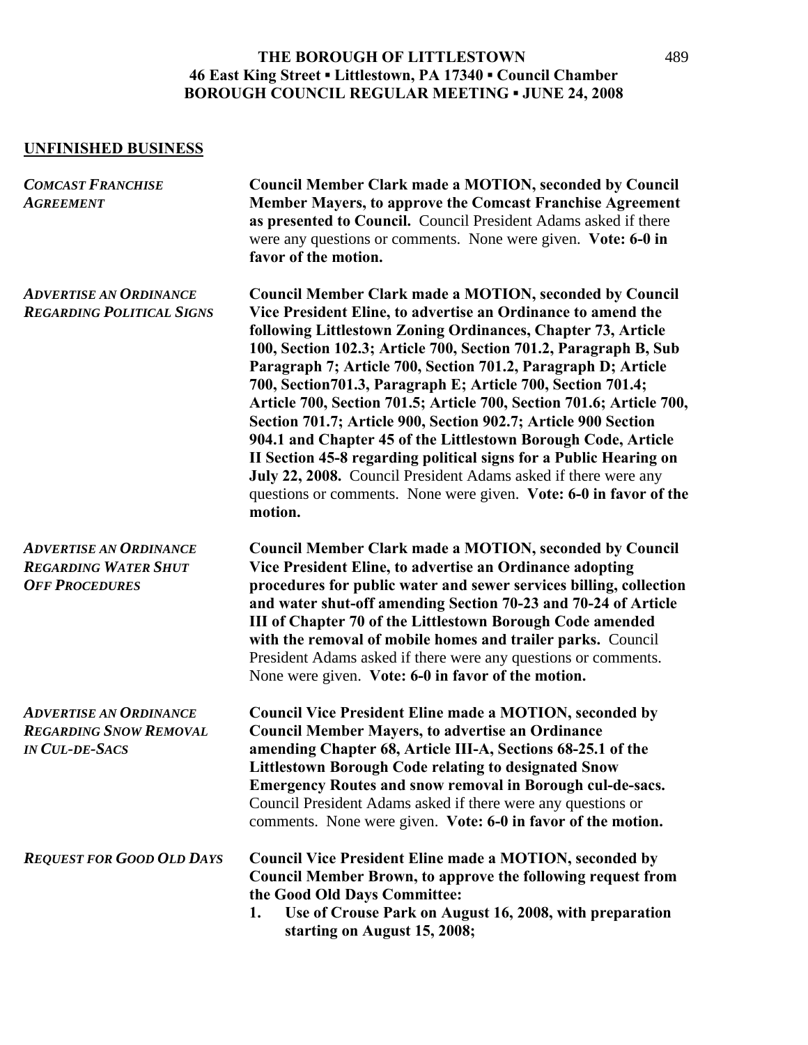**THE BOROUGH OF LITTLESTOWN**
**46 East King Street ▪ Littlestown, PA 17340 ▪ Council Chamber**
**BOROUGH COUNCIL REGULAR MEETING ▪ JUNE 24, 2008**

## UNFINISHED BUSINESS

***COMCAST FRANCHISE AGREEMENT***

**Council Member Clark made a MOTION, seconded by Council Member Mayers, to approve the Comcast Franchise Agreement as presented to Council.** Council President Adams asked if there were any questions or comments. None were given. **Vote: 6-0 in favor of the motion.**

***ADVERTISE AN ORDINANCE REGARDING POLITICAL SIGNS***

**Council Member Clark made a MOTION, seconded by Council Vice President Eline, to advertise an Ordinance to amend the following Littlestown Zoning Ordinances, Chapter 73, Article 100, Section 102.3; Article 700, Section 701.2, Paragraph B, Sub Paragraph 7; Article 700, Section 701.2, Paragraph D; Article 700, Section701.3, Paragraph E; Article 700, Section 701.4; Article 700, Section 701.5; Article 700, Section 701.6; Article 700, Section 701.7; Article 900, Section 902.7; Article 900 Section 904.1 and Chapter 45 of the Littlestown Borough Code, Article II Section 45-8 regarding political signs for a Public Hearing on July 22, 2008.** Council President Adams asked if there were any questions or comments. None were given. **Vote: 6-0 in favor of the motion.**

***ADVERTISE AN ORDINANCE REGARDING WATER SHUT OFF PROCEDURES***

**Council Member Clark made a MOTION, seconded by Council Vice President Eline, to advertise an Ordinance adopting procedures for public water and sewer services billing, collection and water shut-off amending Section 70-23 and 70-24 of Article III of Chapter 70 of the Littlestown Borough Code amended with the removal of mobile homes and trailer parks.** Council President Adams asked if there were any questions or comments. None were given. **Vote: 6-0 in favor of the motion.**

***ADVERTISE AN ORDINANCE REGARDING SNOW REMOVAL IN CUL-DE-SACS***

**Council Vice President Eline made a MOTION, seconded by Council Member Mayers, to advertise an Ordinance amending Chapter 68, Article III-A, Sections 68-25.1 of the Littlestown Borough Code relating to designated Snow Emergency Routes and snow removal in Borough cul-de-sacs.** Council President Adams asked if there were any questions or comments. None were given. **Vote: 6-0 in favor of the motion.**

***REQUEST FOR GOOD OLD DAYS***

**Council Vice President Eline made a MOTION, seconded by Council Member Brown, to approve the following request from the Good Old Days Committee:**

1. **Use of Crouse Park on August 16, 2008, with preparation starting on August 15, 2008;**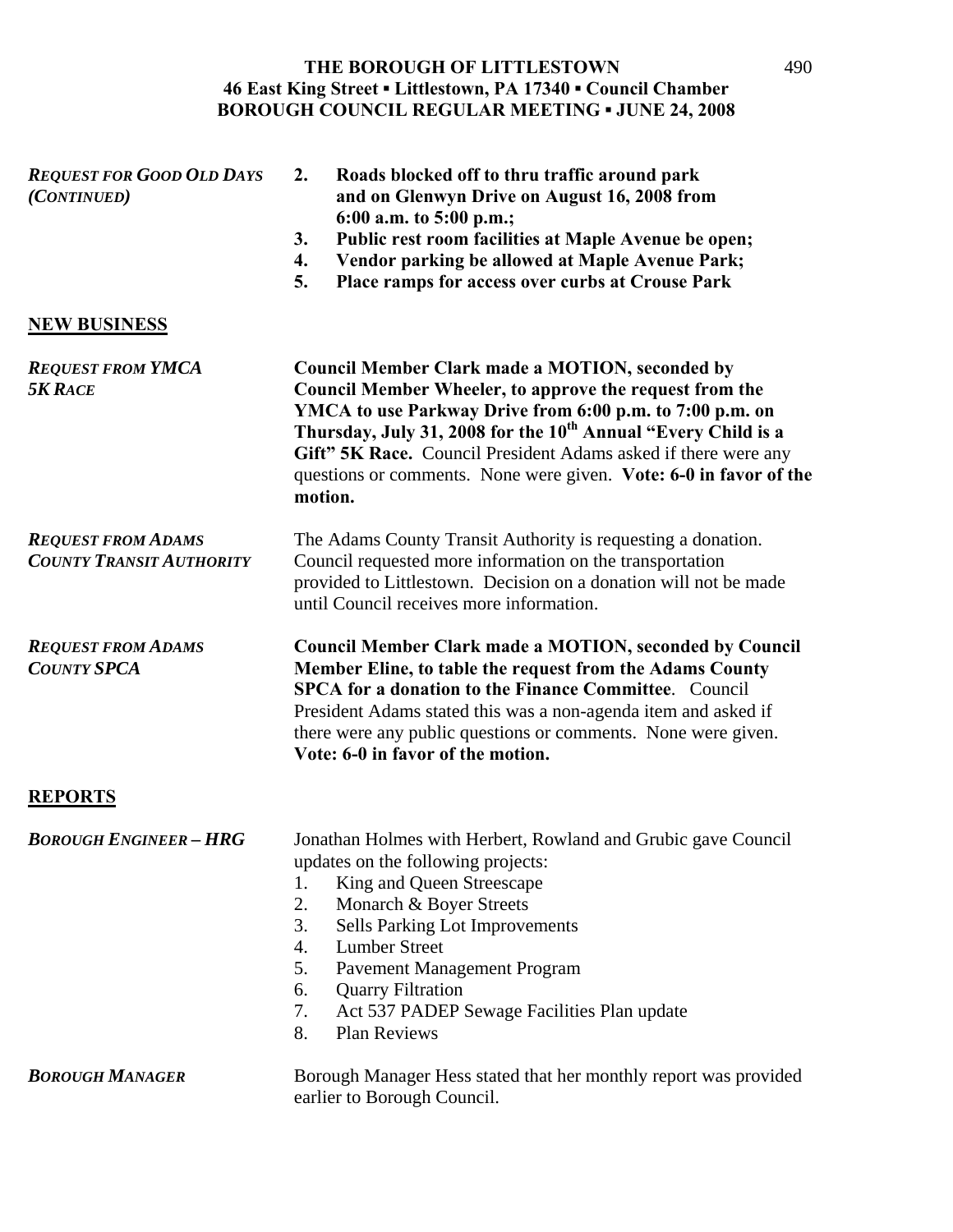**THE BOROUGH OF LITTLESTOWN**
**46 East King Street ▪ Littlestown, PA 17340 ▪ Council Chamber**
**BOROUGH COUNCIL REGULAR MEETING ▪ JUNE 24, 2008**

***REQUEST FOR GOOD OLD DAYS (CONTINUED)***

2. **Roads blocked off to thru traffic around park and on Glenwyn Drive on August 16, 2008 from 6:00 a.m. to 5:00 p.m.;**
3. **Public rest room facilities at Maple Avenue be open;**
4. **Vendor parking be allowed at Maple Avenue Park;**
5. **Place ramps for access over curbs at Crouse Park**

## NEW BUSINESS

***REQUEST FROM YMCA 5K RACE***

**Council Member Clark made a MOTION, seconded by Council Member Wheeler, to approve the request from the YMCA to use Parkway Drive from 6:00 p.m. to 7:00 p.m. on Thursday, July 31, 2008 for the 10th Annual "Every Child is a Gift" 5K Race.** Council President Adams asked if there were any questions or comments. None were given. **Vote: 6-0 in favor of the motion.**

***REQUEST FROM ADAMS COUNTY TRANSIT AUTHORITY***

The Adams County Transit Authority is requesting a donation. Council requested more information on the transportation provided to Littlestown. Decision on a donation will not be made until Council receives more information.

***REQUEST FROM ADAMS COUNTY SPCA***

**Council Member Clark made a MOTION, seconded by Council Member Eline, to table the request from the Adams County SPCA for a donation to the Finance Committee**. Council President Adams stated this was a non-agenda item and asked if there were any public questions or comments. None were given. **Vote: 6-0 in favor of the motion.**

## REPORTS

***BOROUGH ENGINEER – HRG***

Jonathan Holmes with Herbert, Rowland and Grubic gave Council updates on the following projects:

1. King and Queen Streescape
2. Monarch & Boyer Streets
3. Sells Parking Lot Improvements
4. Lumber Street
5. Pavement Management Program
6. Quarry Filtration
7. Act 537 PADEP Sewage Facilities Plan update
8. Plan Reviews

***BOROUGH MANAGER***

Borough Manager Hess stated that her monthly report was provided earlier to Borough Council.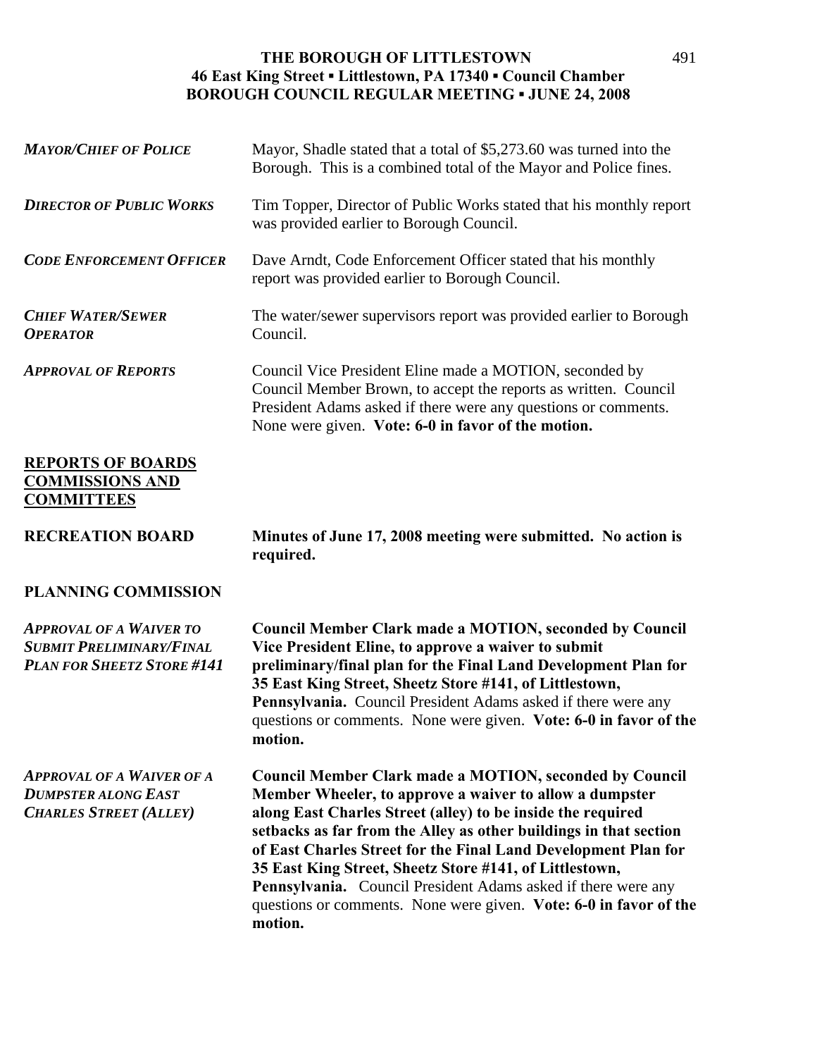**THE BOROUGH OF LITTLESTOWN**
**46 East King Street ▪ Littlestown, PA 17340 ▪ Council Chamber**
**BOROUGH COUNCIL REGULAR MEETING ▪ JUNE 24, 2008**

***MAYOR/CHIEF OF POLICE***

Mayor, Shadle stated that a total of $5,273.60 was turned into the Borough. This is a combined total of the Mayor and Police fines.

***DIRECTOR OF PUBLIC WORKS***

Tim Topper, Director of Public Works stated that his monthly report was provided earlier to Borough Council.

***CODE ENFORCEMENT OFFICER***

Dave Arndt, Code Enforcement Officer stated that his monthly report was provided earlier to Borough Council.

***CHIEF WATER/SEWER OPERATOR***

The water/sewer supervisors report was provided earlier to Borough Council.

***APPROVAL OF REPORTS***

Council Vice President Eline made a MOTION, seconded by Council Member Brown, to accept the reports as written. Council President Adams asked if there were any questions or comments. None were given. **Vote: 6-0 in favor of the motion.**

## REPORTS OF BOARDS COMMISSIONS AND COMMITTEES

**RECREATION BOARD**

**Minutes of June 17, 2008 meeting were submitted. No action is required.**

**PLANNING COMMISSION**

***APPROVAL OF A WAIVER TO SUBMIT PRELIMINARY/FINAL PLAN FOR SHEETZ STORE #141***

**Council Member Clark made a MOTION, seconded by Council Vice President Eline, to approve a waiver to submit preliminary/final plan for the Final Land Development Plan for 35 East King Street, Sheetz Store #141, of Littlestown, Pennsylvania.** Council President Adams asked if there were any questions or comments. None were given. **Vote: 6-0 in favor of the motion.**

***APPROVAL OF A WAIVER OF A DUMPSTER ALONG EAST CHARLES STREET (ALLEY)***

**Council Member Clark made a MOTION, seconded by Council Member Wheeler, to approve a waiver to allow a dumpster along East Charles Street (alley) to be inside the required setbacks as far from the Alley as other buildings in that section of East Charles Street for the Final Land Development Plan for 35 East King Street, Sheetz Store #141, of Littlestown, Pennsylvania.** Council President Adams asked if there were any questions or comments. None were given. **Vote: 6-0 in favor of the motion.**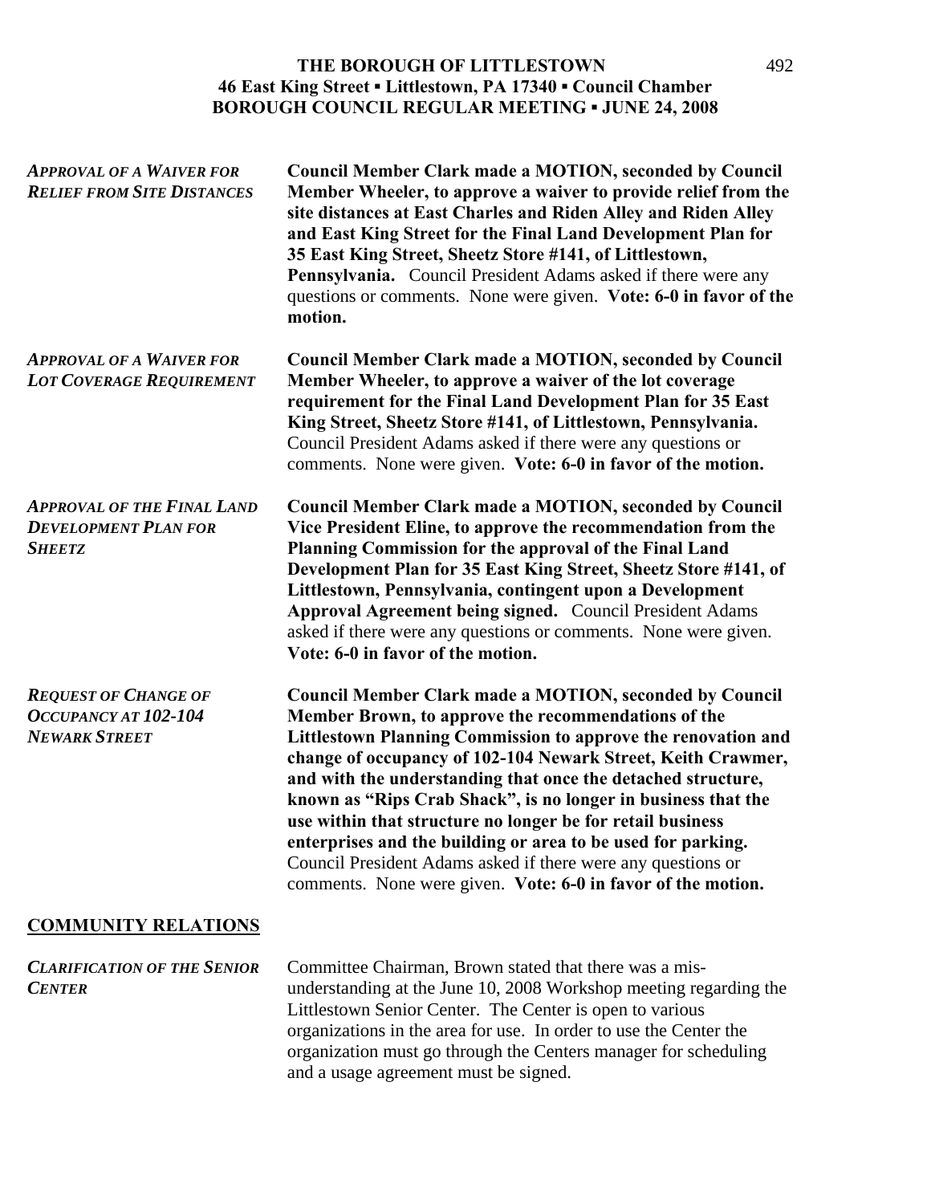***APPROVAL OF A WAIVER FOR RELIEF FROM SITE DISTANCES***

**Council Member Clark made a MOTION, seconded by Council Member Wheeler, to approve a waiver to provide relief from the site distances at East Charles and Riden Alley and Riden Alley and East King Street for the Final Land Development Plan for 35 East King Street, Sheetz Store #141, of Littlestown, Pennsylvania.** Council President Adams asked if there were any questions or comments. None were given. **Vote: 6-0 in favor of the motion.**

***APPROVAL OF A WAIVER FOR LOT COVERAGE REQUIREMENT***

**Council Member Clark made a MOTION, seconded by Council Member Wheeler, to approve a waiver of the lot coverage requirement for the Final Land Development Plan for 35 East King Street, Sheetz Store #141, of Littlestown, Pennsylvania.** Council President Adams asked if there were any questions or comments. None were given. **Vote: 6-0 in favor of the motion.**

***APPROVAL OF THE FINAL LAND DEVELOPMENT PLAN FOR SHEETZ***

**Council Member Clark made a MOTION, seconded by Council Vice President Eline, to approve the recommendation from the Planning Commission for the approval of the Final Land Development Plan for 35 East King Street, Sheetz Store #141, of Littlestown, Pennsylvania, contingent upon a Development Approval Agreement being signed.** Council President Adams asked if there were any questions or comments. None were given. **Vote: 6-0 in favor of the motion.**

***REQUEST OF CHANGE OF OCCUPANCY AT 102-104 NEWARK STREET***

**Council Member Clark made a MOTION, seconded by Council Member Brown, to approve the recommendations of the Littlestown Planning Commission to approve the renovation and change of occupancy of 102-104 Newark Street, Keith Crawmer, and with the understanding that once the detached structure, known as "Rips Crab Shack", is no longer in business that the use within that structure no longer be for retail business enterprises and the building or area to be used for parking.** Council President Adams asked if there were any questions or comments. None were given. **Vote: 6-0 in favor of the motion.**

## COMMUNITY RELATIONS

***CLARIFICATION OF THE SENIOR CENTER***

Committee Chairman, Brown stated that there was a mis-understanding at the June 10, 2008 Workshop meeting regarding the Littlestown Senior Center. The Center is open to various organizations in the area for use. In order to use the Center the organization must go through the Centers manager for scheduling and a usage agreement must be signed.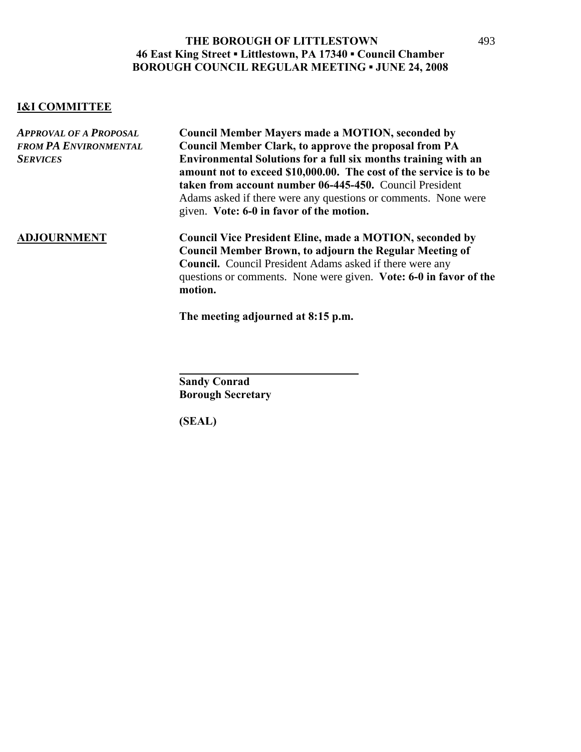## I&I COMMITTEE

*APPROVAL OF A PROPOSAL FROM PA ENVIRONMENTAL SERVICES*

**Council Member Mayers made a MOTION, seconded by Council Member Clark, to approve the proposal from PA Environmental Solutions for a full six months training with an amount not to exceed $10,000.00. The cost of the service is to be taken from account number 06-445-450.** Council President Adams asked if there were any questions or comments. None were given. **Vote: 6-0 in favor of the motion.**

## ADJOURNMENT

**Council Vice President Eline, made a MOTION, seconded by Council Member Brown, to adjourn the Regular Meeting of Council.** Council President Adams asked if there were any questions or comments. None were given. **Vote: 6-0 in favor of the motion.**

**The meeting adjourned at 8:15 p.m.**

---

**Sandy Conrad**
**Borough Secretary**

**(SEAL)**